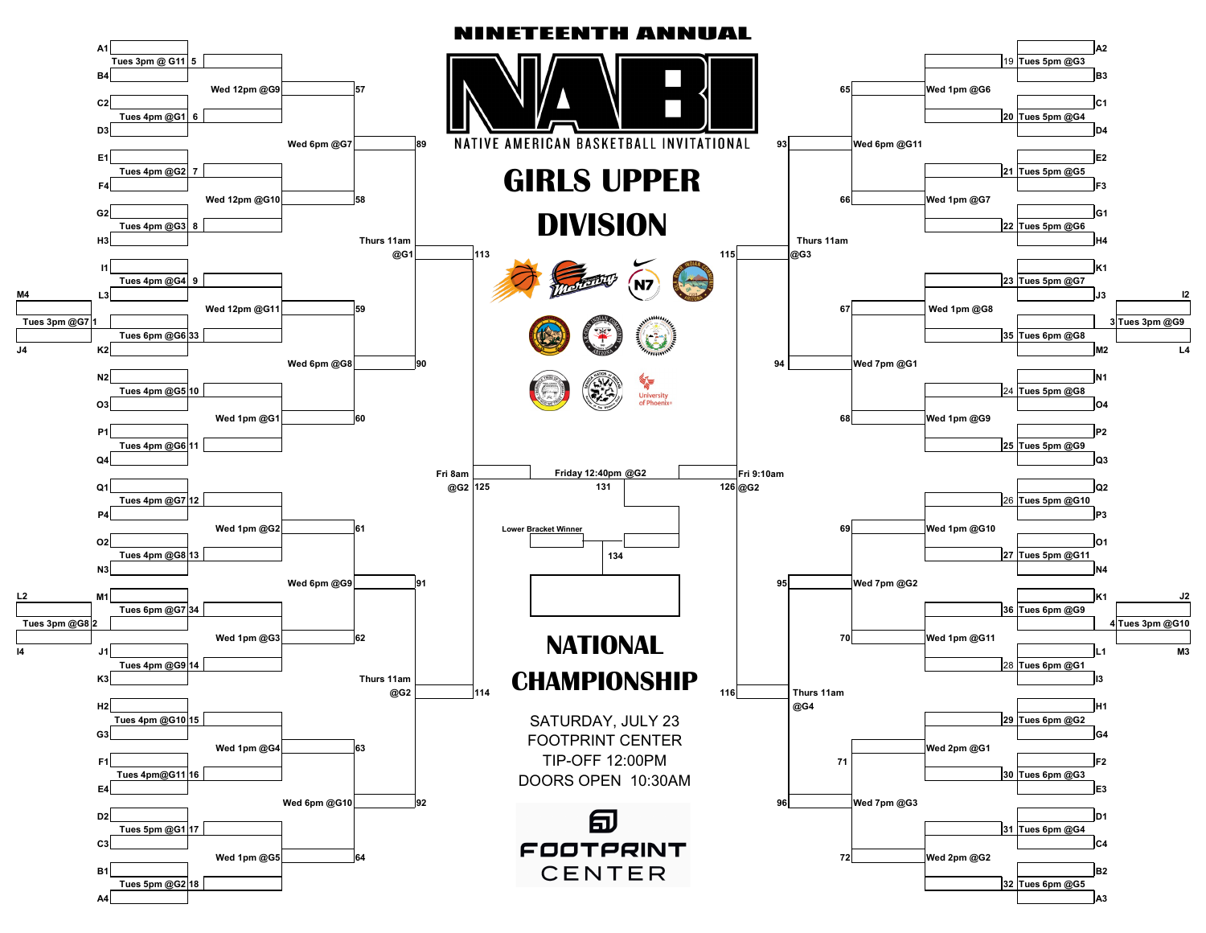# NINETEENTH ANNUAL

# NABI

NATIVE AMERICAN BASKETBALL INVITATIONAL

# GIRLS UPPER DIVISION

## Left Bracket

| Game | Matchup | Time / Location |
|---|---|---|
| 5 | A1 vs B4 | Tues 3pm @ G11 |
| 6 | C2 vs D3 | Tues 4pm @G1 |
| 7 | E1 vs F4 | Tues 4pm @G2 |
| 8 | G2 vs H3 | Tues 4pm @G3 |
| 9 | I1 vs L3 | Tues 4pm @G4 |
| 1 | M4 vs J4 | Tues 3pm @G7 |
| 33 | Winner 1 vs K2 | Tues 6pm @G6 |
| 10 | N2 vs O3 | Tues 4pm @G5 |
| 11 | P1 vs Q4 | Tues 4pm @G6 |
| 12 | Q1 vs P4 | Tues 4pm @G7 |
| 13 | O2 vs N3 | Tues 4pm @G8 |
| 2 | L2 vs I4 | Tues 3pm @G8 |
| 34 | M1 vs Winner 2 | Tues 6pm @G7 |
| 14 | J1 vs K3 | Tues 4pm @G9 |
| 15 | H2 vs G3 | Tues 4pm @G10 |
| 16 | F1 vs E4 | Tues 4pm@G11 |
| 17 | D2 vs C3 | Tues 5pm @G1 |
| 18 | B1 vs A4 | Tues 5pm @G2 |
| 57 | Winner 5 vs Winner 6 | Wed 12pm @G9 |
| 58 | Winner 7 vs Winner 8 | Wed 12pm @G10 |
| 59 | Winner 9 vs Winner 33 | Wed 12pm @G11 |
| 60 | Winner 10 vs Winner 11 | Wed 1pm @G1 |
| 61 | Winner 12 vs Winner 13 | Wed 1pm @G2 |
| 62 | Winner 34 vs Winner 14 | Wed 1pm @G3 |
| 63 | Winner 15 vs Winner 16 | Wed 1pm @G4 |
| 64 | Winner 17 vs Winner 18 | Wed 1pm @G5 |
| 89 | Winner 57 vs Winner 58 | Wed 6pm @G7 |
| 90 | Winner 59 vs Winner 60 | Wed 6pm @G8 |
| 91 | Winner 61 vs Winner 62 | Wed 6pm @G9 |
| 92 | Winner 63 vs Winner 64 | Wed 6pm @G10 |
| 113 | Winner 89 vs Winner 90 | Thurs 11am @G1 |
| 114 | Winner 91 vs Winner 92 | Thurs 11am @G2 |
| 125 | Winner 113 vs Winner 114 | Fri 8am @G2 |

## Right Bracket

| Game | Matchup | Time / Location |
|---|---|---|
| 19 | A2 vs B3 | Tues 5pm @G3 |
| 20 | C1 vs D4 | Tues 5pm @G4 |
| 21 | E2 vs F3 | Tues 5pm @G5 |
| 22 | G1 vs H4 | Tues 5pm @G6 |
| 23 | K1 vs J3 | Tues 5pm @G7 |
| 3 | I2 vs L4 | Tues 3pm @G9 |
| 35 | Winner 3 vs M2 | Tues 6pm @G8 |
| 24 | N1 vs O4 | Tues 5pm @G8 |
| 25 | P2 vs Q3 | Tues 5pm @G9 |
| 26 | Q2 vs P3 | Tues 5pm @G10 |
| 27 | O1 vs N4 | Tues 5pm @G11 |
| 4 | J2 vs M3 | Tues 3pm @G10 |
| 36 | K1 vs Winner 4 | Tues 6pm @G9 |
| 28 | L1 vs I3 | Tues 6pm @G1 |
| 29 | H1 vs G4 | Tues 6pm @G2 |
| 30 | F2 vs E3 | Tues 6pm @G3 |
| 31 | D1 vs C4 | Tues 6pm @G4 |
| 32 | B2 vs A3 | Tues 6pm @G5 |
| 65 | Winner 19 vs Winner 20 | Wed 1pm @G6 |
| 66 | Winner 21 vs Winner 22 | Wed 1pm @G7 |
| 67 | Winner 23 vs Winner 35 | Wed 1pm @G8 |
| 68 | Winner 24 vs Winner 25 | Wed 1pm @G9 |
| 69 | Winner 26 vs Winner 27 | Wed 1pm @G10 |
| 70 | Winner 36 vs Winner 28 | Wed 1pm @G11 |
| 71 | Winner 29 vs Winner 30 | Wed 2pm @G1 |
| 72 | Winner 31 vs Winner 32 | Wed 2pm @G2 |
| 93 | Winner 65 vs Winner 66 | Wed 6pm @G11 |
| 94 | Winner 67 vs Winner 68 | Wed 7pm @G1 |
| 95 | Winner 69 vs Winner 70 | Wed 7pm @G2 |
| 96 | Winner 71 vs Winner 72 | Wed 7pm @G3 |
| 115 | Winner 93 vs Winner 94 | Thurs 11am @G3 |
| 116 | Winner 95 vs Winner 96 | Thurs 11am @G4 |
| 126 | Winner 115 vs Winner 116 | Fri 9:10am @G2 |

## Finals

| Game | Matchup | Time / Location |
|---|---|---|
| 131 | Winner 125 vs Winner 126 | Friday 12:40pm @G2 |
| 134 | Lower Bracket Winner vs Winner 131 | Saturday, July 23 – Footprint Center |

# NATIONAL CHAMPIONSHIP

SATURDAY, JULY 23
FOOTPRINT CENTER
TIP-OFF 12:00PM
DOORS OPEN 10:30AM

FOOTPRINT CENTER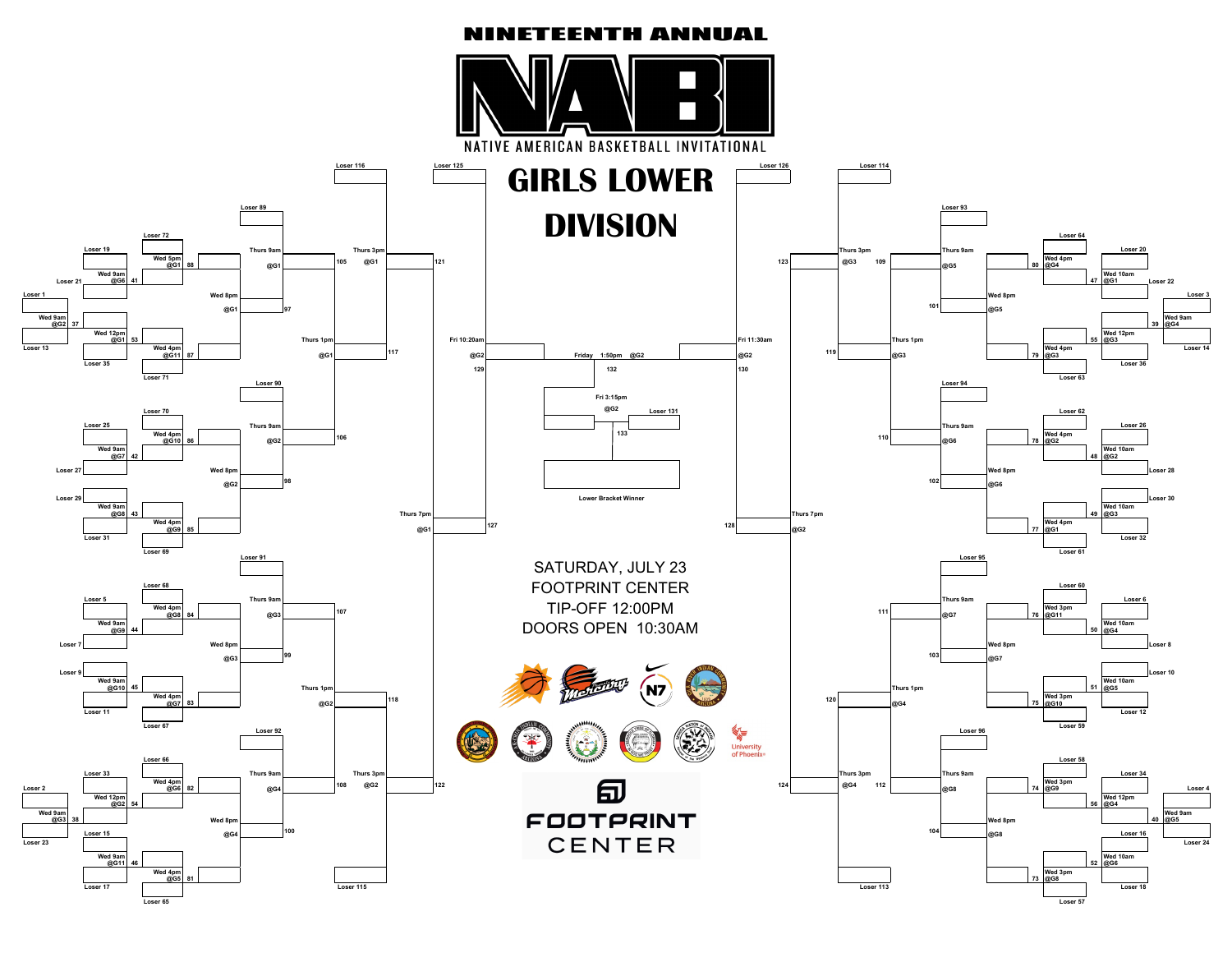NINETEENTH ANNUAL

# NABI

NATIVE AMERICAN BASKETBALL INVITATIONAL

## GIRLS LOWER DIVISION

SATURDAY, JULY 23
FOOTPRINT CENTER
TIP-OFF 12:00PM
DOORS OPEN 10:30AM

Loser 116
Loser 125
Loser 126
Loser 114
Loser 89
Loser 93
Loser 72
Loser 64
Loser 19
Wed 5pm
@G1 88
Thurs 9am
@G1
Thurs 3pm
@G1
105
121
123
Thurs 3pm
@G3 109
Thurs 9am
@G5
80 Wed 4pm
@G4
Loser 20
Wed 9am
@G6 41
Loser 21
47 Wed 10am
@G1
Loser 22
Loser 1
Wed 8pm
@G1
97
101
Wed 8pm
@G5
Loser 3
Wed 9am
@G2 37
Wed 12pm
@G1 53
Wed 4pm
@G11 87
Thurs 1pm
@G1
117
Fri 10:20am
@G2
129
Friday 1:50pm @G2
132
Fri 11:30am
@G2
130
119
Thurs 1pm
@G3
79 Wed 4pm
@G3
55 Wed 12pm
@G3
39 Wed 9am
@G4
Loser 13
Loser 35
Loser 71
Loser 36
Loser 14
Loser 63
Loser 90
Loser 94
Fri 3:15pm
@G2
Loser 131
133
Loser 70
Loser 62
Loser 25
Wed 4pm
@G10 86
Thurs 9am
@G2
106
110
Thurs 9am
@G6
78 Wed 4pm
@G2
Loser 26
Wed 9am
@G7 42
48 Wed 10am
@G2
Loser 27
Wed 8pm
@G2
98
102
Wed 8pm
@G6
Loser 28
Loser 29
Wed 9am
@G8 43
Wed 4pm
@G9 85
Thurs 7pm
@G1
127
Lower Bracket Winner
128
Thurs 7pm
@G2
77 Wed 4pm
@G1
49 Wed 10am
@G3
Loser 30
Loser 31
Loser 69
Loser 61
Loser 32
Loser 91
Loser 95
Loser 68
Loser 60
Loser 5
Wed 4pm
@G8 84
Thurs 9am
@G3
107
111
Thurs 9am
@G7
76 Wed 3pm
@G11
Loser 6
Wed 9am
@G9 44
50 Wed 10am
@G4
Loser 7
Wed 8pm
@G3
99
103
Wed 8pm
@G7
Loser 8
Loser 9
Wed 9am
@G10 45
Wed 4pm
@G7 83
Thurs 1pm
@G2
118
120
Thurs 1pm
@G4
75 Wed 3pm
@G10
51 Wed 10am
@G5
Loser 10
Loser 11
Loser 67
Loser 59
Loser 12
Loser 92
Loser 96
Loser 66
Loser 58
Loser 33
Wed 4pm
@G6 82
Thurs 9am
@G4
Thurs 3pm
@G2
108
122
124
Thurs 3pm
@G4 112
Thurs 9am
@G8
74 Wed 3pm
@G9
Loser 34
Loser 2
Wed 12pm
@G2 54
56 Wed 12pm
@G4
Loser 4
Wed 9am
@G3 38
Wed 8pm
@G4
100
104
Wed 8pm
@G8
40 Wed 9am
@G5
Loser 23
Loser 15
Loser 16
Loser 24
Wed 9am
@G11 46
Wed 4pm
@G5 81
52 Wed 10am
@G6
Loser 17
Loser 65
Loser 115
Loser 113
73 Wed 3pm
@G8
Loser 18
Loser 57

University of Phoenix

FOOTPRINT CENTER